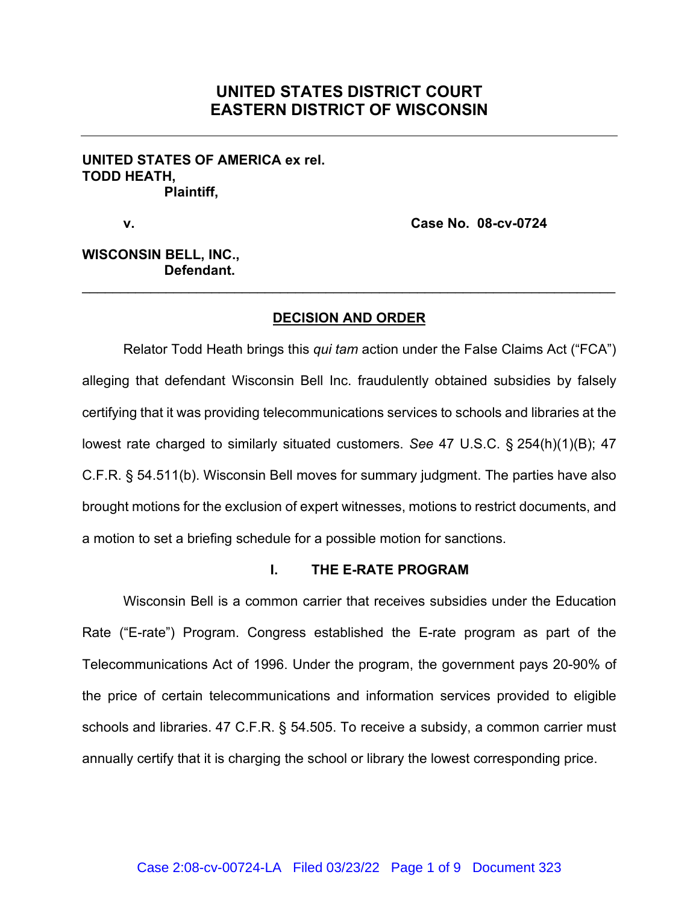# UNITED STATES DISTRICT COURT
# EASTERN DISTRICT OF WISCONSIN

---

**UNITED STATES OF AMERICA ex rel.**
**TODD HEATH,**
**Plaintiff,**

**v.** **Case No. 08-cv-0724**

**WISCONSIN BELL, INC.,**
**Defendant.**

---

## DECISION AND ORDER

Relator Todd Heath brings this *qui tam* action under the False Claims Act ("FCA") alleging that defendant Wisconsin Bell Inc. fraudulently obtained subsidies by falsely certifying that it was providing telecommunications services to schools and libraries at the lowest rate charged to similarly situated customers. *See* 47 U.S.C. § 254(h)(1)(B); 47 C.F.R. § 54.511(b). Wisconsin Bell moves for summary judgment. The parties have also brought motions for the exclusion of expert witnesses, motions to restrict documents, and a motion to set a briefing schedule for a possible motion for sanctions.

### I. THE E-RATE PROGRAM

Wisconsin Bell is a common carrier that receives subsidies under the Education Rate ("E-rate") Program. Congress established the E-rate program as part of the Telecommunications Act of 1996. Under the program, the government pays 20-90% of the price of certain telecommunications and information services provided to eligible schools and libraries. 47 C.F.R. § 54.505. To receive a subsidy, a common carrier must annually certify that it is charging the school or library the lowest corresponding price.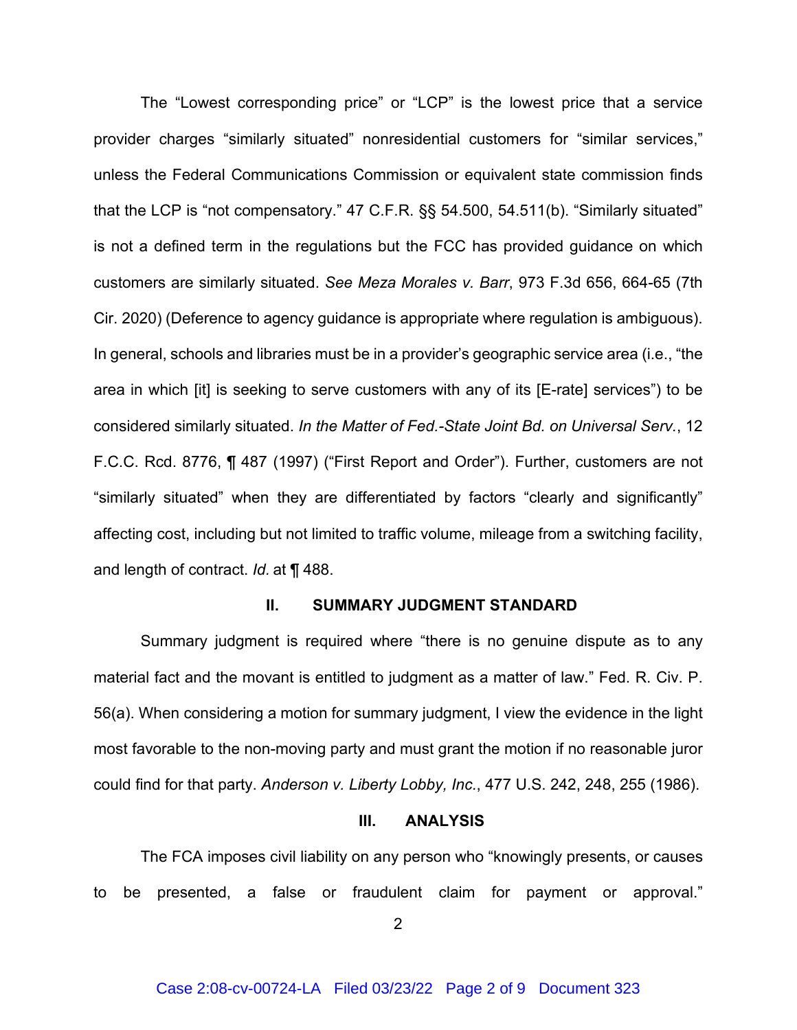The "Lowest corresponding price" or "LCP" is the lowest price that a service provider charges "similarly situated" nonresidential customers for "similar services," unless the Federal Communications Commission or equivalent state commission finds that the LCP is "not compensatory." 47 C.F.R. §§ 54.500, 54.511(b). "Similarly situated" is not a defined term in the regulations but the FCC has provided guidance on which customers are similarly situated. *See Meza Morales v. Barr*, 973 F.3d 656, 664-65 (7th Cir. 2020) (Deference to agency guidance is appropriate where regulation is ambiguous). In general, schools and libraries must be in a provider's geographic service area (i.e., "the area in which [it] is seeking to serve customers with any of its [E-rate] services") to be considered similarly situated. *In the Matter of Fed.-State Joint Bd. on Universal Serv.*, 12 F.C.C. Rcd. 8776, ¶ 487 (1997) ("First Report and Order"). Further, customers are not "similarly situated" when they are differentiated by factors "clearly and significantly" affecting cost, including but not limited to traffic volume, mileage from a switching facility, and length of contract. *Id.* at ¶ 488.

## II. SUMMARY JUDGMENT STANDARD

Summary judgment is required where "there is no genuine dispute as to any material fact and the movant is entitled to judgment as a matter of law." Fed. R. Civ. P. 56(a). When considering a motion for summary judgment, I view the evidence in the light most favorable to the non-moving party and must grant the motion if no reasonable juror could find for that party. *Anderson v. Liberty Lobby, Inc.*, 477 U.S. 242, 248, 255 (1986).

## III. ANALYSIS

The FCA imposes civil liability on any person who "knowingly presents, or causes to be presented, a false or fraudulent claim for payment or approval."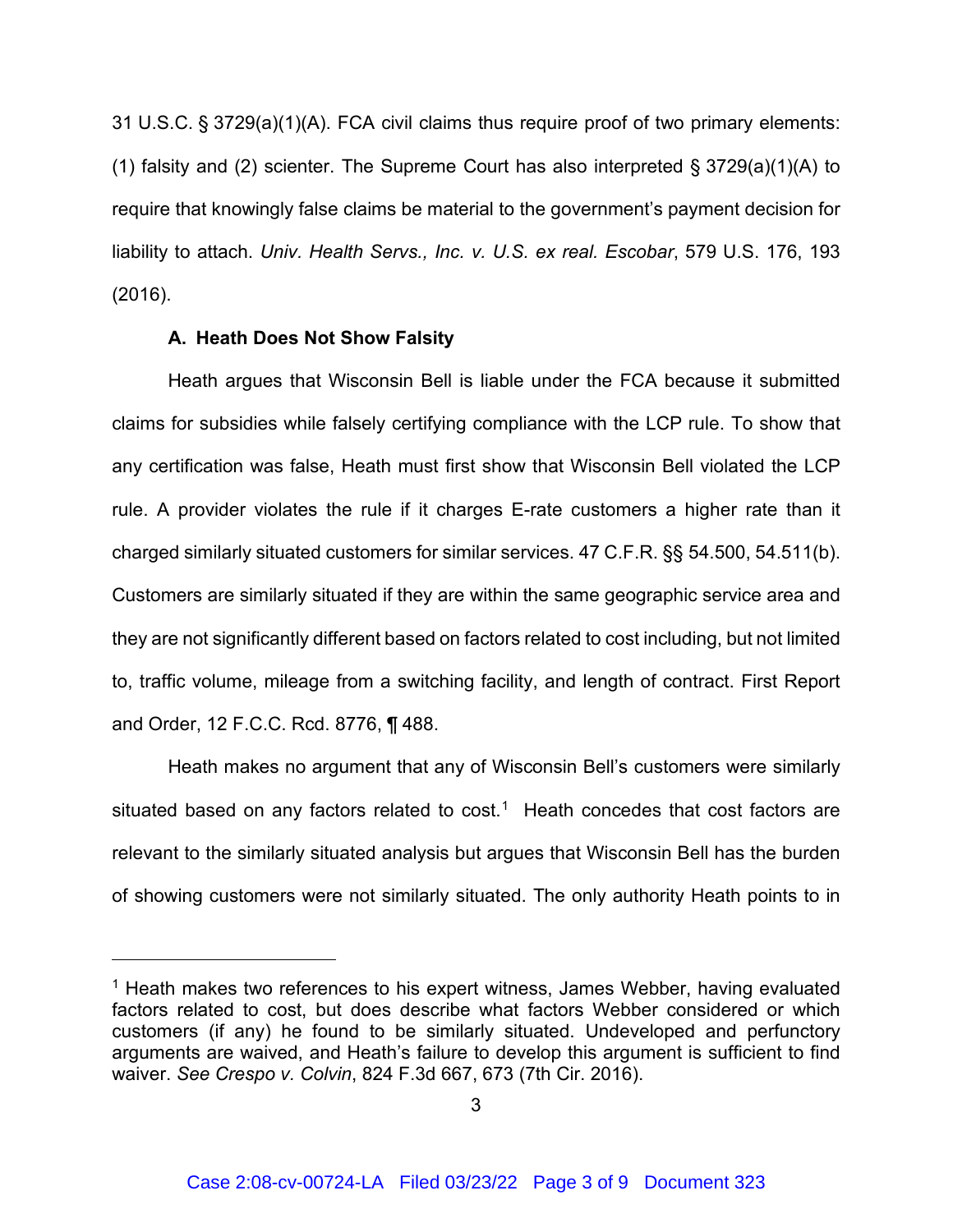31 U.S.C. § 3729(a)(1)(A). FCA civil claims thus require proof of two primary elements: (1) falsity and (2) scienter. The Supreme Court has also interpreted § 3729(a)(1)(A) to require that knowingly false claims be material to the government's payment decision for liability to attach. *Univ. Health Servs., Inc. v. U.S. ex real. Escobar*, 579 U.S. 176, 193 (2016).

### A. Heath Does Not Show Falsity

Heath argues that Wisconsin Bell is liable under the FCA because it submitted claims for subsidies while falsely certifying compliance with the LCP rule. To show that any certification was false, Heath must first show that Wisconsin Bell violated the LCP rule. A provider violates the rule if it charges E-rate customers a higher rate than it charged similarly situated customers for similar services. 47 C.F.R. §§ 54.500, 54.511(b). Customers are similarly situated if they are within the same geographic service area and they are not significantly different based on factors related to cost including, but not limited to, traffic volume, mileage from a switching facility, and length of contract. First Report and Order, 12 F.C.C. Rcd. 8776, ¶ 488.

Heath makes no argument that any of Wisconsin Bell's customers were similarly situated based on any factors related to cost.[1] Heath concedes that cost factors are relevant to the similarly situated analysis but argues that Wisconsin Bell has the burden of showing customers were not similarly situated. The only authority Heath points to in

---

[1] Heath makes two references to his expert witness, James Webber, having evaluated factors related to cost, but does describe what factors Webber considered or which customers (if any) he found to be similarly situated. Undeveloped and perfunctory arguments are waived, and Heath's failure to develop this argument is sufficient to find waiver. *See Crespo v. Colvin*, 824 F.3d 667, 673 (7th Cir. 2016).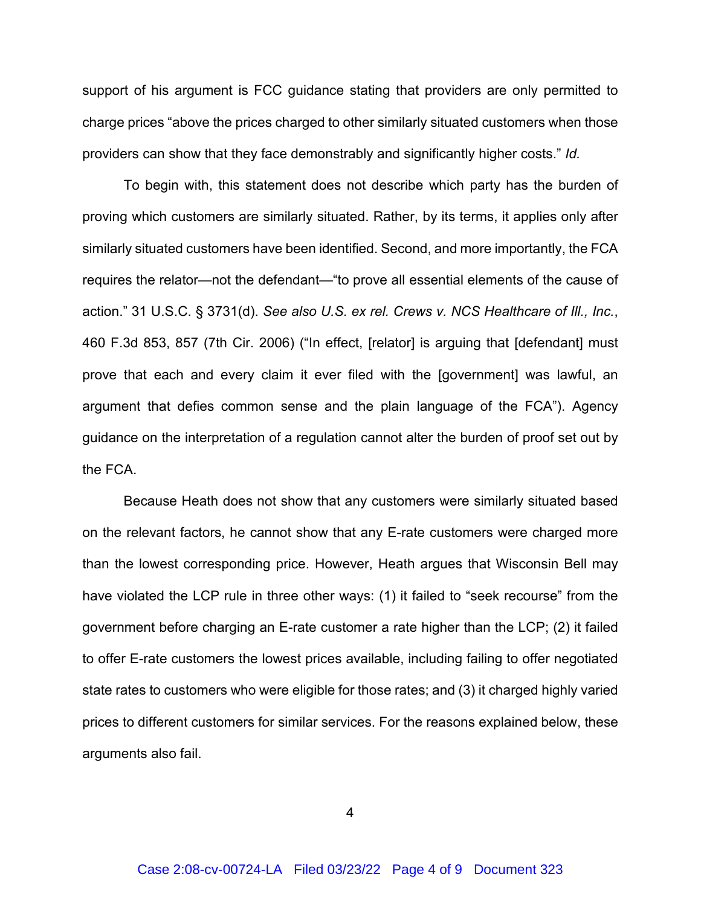support of his argument is FCC guidance stating that providers are only permitted to charge prices "above the prices charged to other similarly situated customers when those providers can show that they face demonstrably and significantly higher costs." *Id.*

To begin with, this statement does not describe which party has the burden of proving which customers are similarly situated. Rather, by its terms, it applies only after similarly situated customers have been identified. Second, and more importantly, the FCA requires the relator—not the defendant—"to prove all essential elements of the cause of action." 31 U.S.C. § 3731(d). *See also U.S. ex rel. Crews v. NCS Healthcare of Ill., Inc.*, 460 F.3d 853, 857 (7th Cir. 2006) ("In effect, [relator] is arguing that [defendant] must prove that each and every claim it ever filed with the [government] was lawful, an argument that defies common sense and the plain language of the FCA"). Agency guidance on the interpretation of a regulation cannot alter the burden of proof set out by the FCA.

Because Heath does not show that any customers were similarly situated based on the relevant factors, he cannot show that any E-rate customers were charged more than the lowest corresponding price. However, Heath argues that Wisconsin Bell may have violated the LCP rule in three other ways: (1) it failed to "seek recourse" from the government before charging an E-rate customer a rate higher than the LCP; (2) it failed to offer E-rate customers the lowest prices available, including failing to offer negotiated state rates to customers who were eligible for those rates; and (3) it charged highly varied prices to different customers for similar services. For the reasons explained below, these arguments also fail.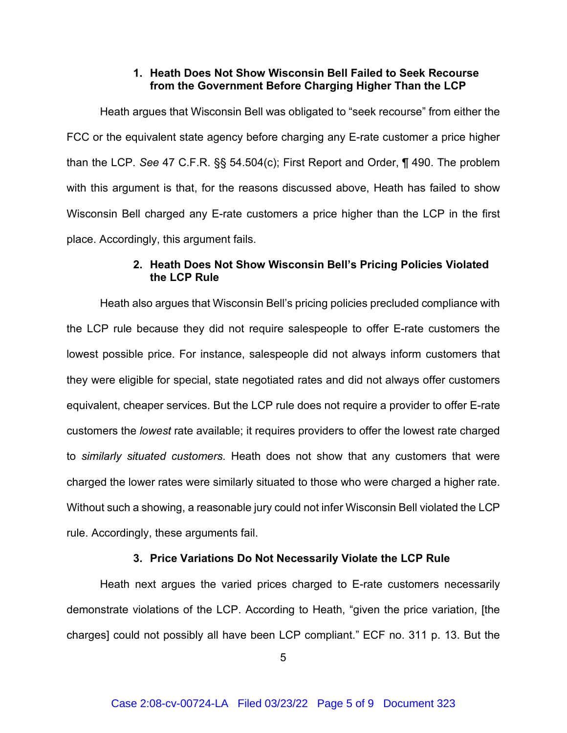### 1. Heath Does Not Show Wisconsin Bell Failed to Seek Recourse from the Government Before Charging Higher Than the LCP

Heath argues that Wisconsin Bell was obligated to "seek recourse" from either the FCC or the equivalent state agency before charging any E-rate customer a price higher than the LCP. *See* 47 C.F.R. §§ 54.504(c); First Report and Order, ¶ 490. The problem with this argument is that, for the reasons discussed above, Heath has failed to show Wisconsin Bell charged any E-rate customers a price higher than the LCP in the first place. Accordingly, this argument fails.

### 2. Heath Does Not Show Wisconsin Bell's Pricing Policies Violated the LCP Rule

Heath also argues that Wisconsin Bell's pricing policies precluded compliance with the LCP rule because they did not require salespeople to offer E-rate customers the lowest possible price. For instance, salespeople did not always inform customers that they were eligible for special, state negotiated rates and did not always offer customers equivalent, cheaper services. But the LCP rule does not require a provider to offer E-rate customers the *lowest* rate available; it requires providers to offer the lowest rate charged to *similarly situated customers*. Heath does not show that any customers that were charged the lower rates were similarly situated to those who were charged a higher rate. Without such a showing, a reasonable jury could not infer Wisconsin Bell violated the LCP rule. Accordingly, these arguments fail.

### 3. Price Variations Do Not Necessarily Violate the LCP Rule

Heath next argues the varied prices charged to E-rate customers necessarily demonstrate violations of the LCP. According to Heath, "given the price variation, [the charges] could not possibly all have been LCP compliant." ECF no. 311 p. 13. But the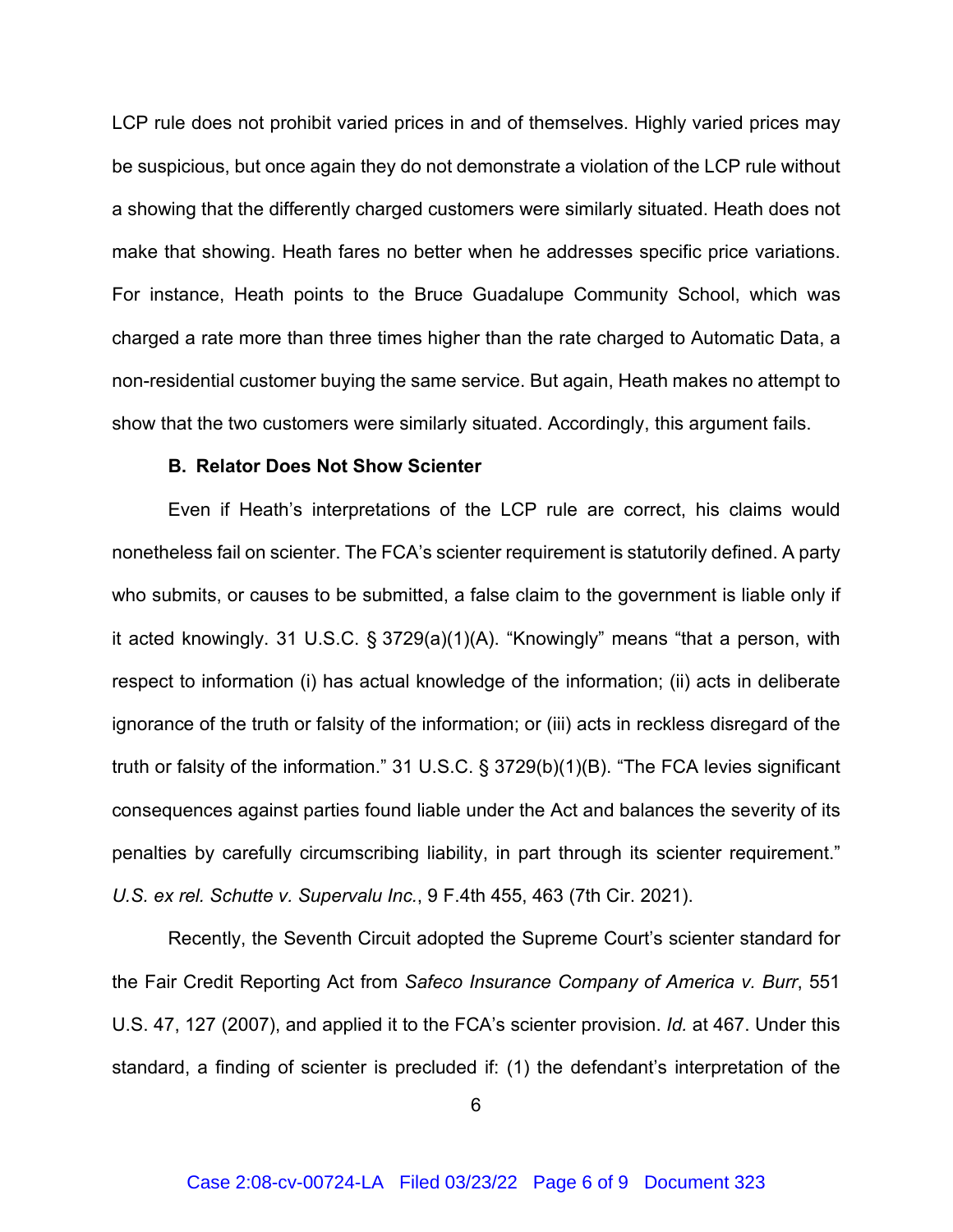LCP rule does not prohibit varied prices in and of themselves. Highly varied prices may be suspicious, but once again they do not demonstrate a violation of the LCP rule without a showing that the differently charged customers were similarly situated. Heath does not make that showing. Heath fares no better when he addresses specific price variations. For instance, Heath points to the Bruce Guadalupe Community School, which was charged a rate more than three times higher than the rate charged to Automatic Data, a non-residential customer buying the same service. But again, Heath makes no attempt to show that the two customers were similarly situated. Accordingly, this argument fails.

### B. Relator Does Not Show Scienter

Even if Heath's interpretations of the LCP rule are correct, his claims would nonetheless fail on scienter. The FCA's scienter requirement is statutorily defined. A party who submits, or causes to be submitted, a false claim to the government is liable only if it acted knowingly. 31 U.S.C. § 3729(a)(1)(A). "Knowingly" means "that a person, with respect to information (i) has actual knowledge of the information; (ii) acts in deliberate ignorance of the truth or falsity of the information; or (iii) acts in reckless disregard of the truth or falsity of the information." 31 U.S.C. § 3729(b)(1)(B). "The FCA levies significant consequences against parties found liable under the Act and balances the severity of its penalties by carefully circumscribing liability, in part through its scienter requirement." *U.S. ex rel. Schutte v. Supervalu Inc.*, 9 F.4th 455, 463 (7th Cir. 2021).

Recently, the Seventh Circuit adopted the Supreme Court's scienter standard for the Fair Credit Reporting Act from *Safeco Insurance Company of America v. Burr*, 551 U.S. 47, 127 (2007), and applied it to the FCA's scienter provision. *Id.* at 467. Under this standard, a finding of scienter is precluded if: (1) the defendant's interpretation of the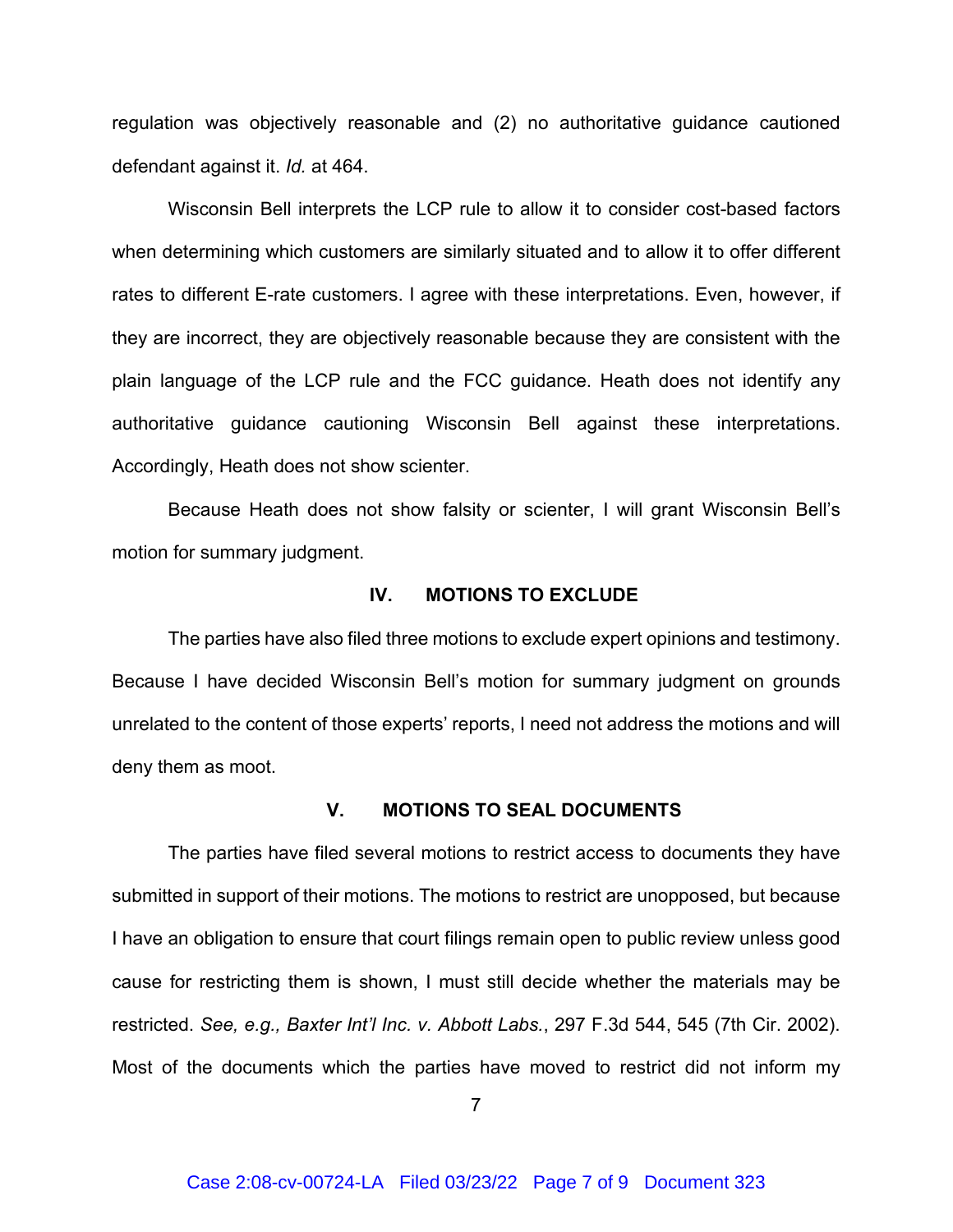regulation was objectively reasonable and (2) no authoritative guidance cautioned defendant against it. *Id.* at 464.

Wisconsin Bell interprets the LCP rule to allow it to consider cost-based factors when determining which customers are similarly situated and to allow it to offer different rates to different E-rate customers. I agree with these interpretations. Even, however, if they are incorrect, they are objectively reasonable because they are consistent with the plain language of the LCP rule and the FCC guidance. Heath does not identify any authoritative guidance cautioning Wisconsin Bell against these interpretations. Accordingly, Heath does not show scienter.

Because Heath does not show falsity or scienter, I will grant Wisconsin Bell's motion for summary judgment.

## IV. MOTIONS TO EXCLUDE

The parties have also filed three motions to exclude expert opinions and testimony. Because I have decided Wisconsin Bell's motion for summary judgment on grounds unrelated to the content of those experts' reports, I need not address the motions and will deny them as moot.

## V. MOTIONS TO SEAL DOCUMENTS

The parties have filed several motions to restrict access to documents they have submitted in support of their motions. The motions to restrict are unopposed, but because I have an obligation to ensure that court filings remain open to public review unless good cause for restricting them is shown, I must still decide whether the materials may be restricted. *See, e.g., Baxter Int'l Inc. v. Abbott Labs.*, 297 F.3d 544, 545 (7th Cir. 2002). Most of the documents which the parties have moved to restrict did not inform my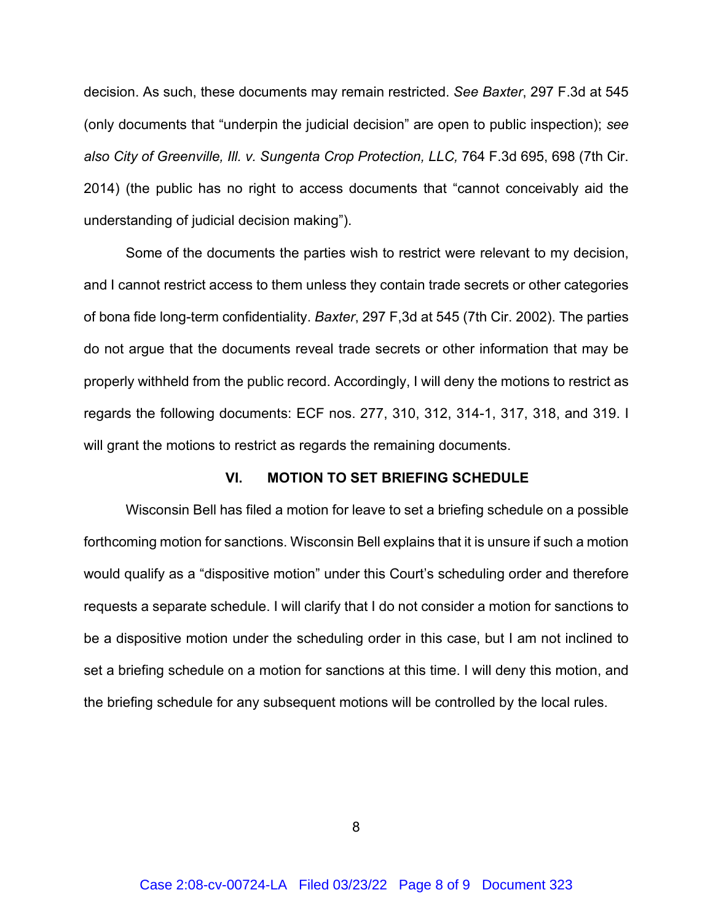decision. As such, these documents may remain restricted. *See Baxter*, 297 F.3d at 545 (only documents that "underpin the judicial decision" are open to public inspection); *see also City of Greenville, Ill. v. Sungenta Crop Protection, LLC,* 764 F.3d 695, 698 (7th Cir. 2014) (the public has no right to access documents that "cannot conceivably aid the understanding of judicial decision making").

Some of the documents the parties wish to restrict were relevant to my decision, and I cannot restrict access to them unless they contain trade secrets or other categories of bona fide long-term confidentiality. *Baxter*, 297 F,3d at 545 (7th Cir. 2002). The parties do not argue that the documents reveal trade secrets or other information that may be properly withheld from the public record. Accordingly, I will deny the motions to restrict as regards the following documents: ECF nos. 277, 310, 312, 314-1, 317, 318, and 319. I will grant the motions to restrict as regards the remaining documents.

## VI. MOTION TO SET BRIEFING SCHEDULE

Wisconsin Bell has filed a motion for leave to set a briefing schedule on a possible forthcoming motion for sanctions. Wisconsin Bell explains that it is unsure if such a motion would qualify as a "dispositive motion" under this Court's scheduling order and therefore requests a separate schedule. I will clarify that I do not consider a motion for sanctions to be a dispositive motion under the scheduling order in this case, but I am not inclined to set a briefing schedule on a motion for sanctions at this time. I will deny this motion, and the briefing schedule for any subsequent motions will be controlled by the local rules.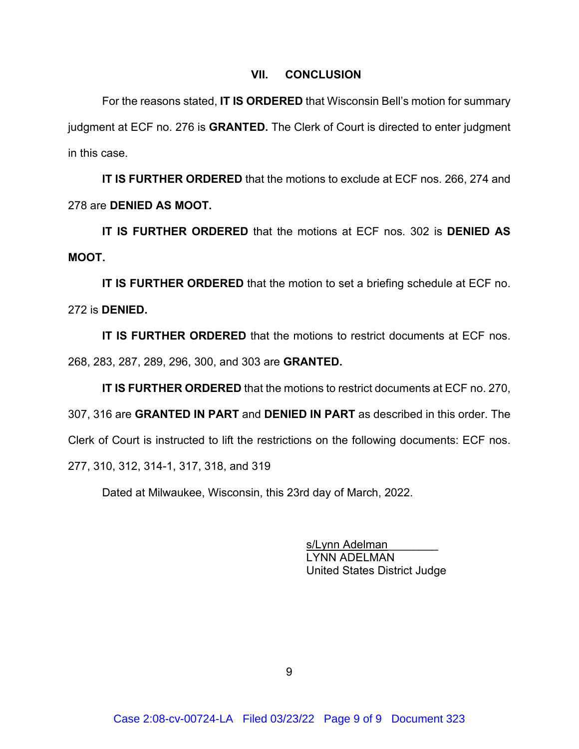## VII. CONCLUSION

For the reasons stated, **IT IS ORDERED** that Wisconsin Bell's motion for summary judgment at ECF no. 276 is **GRANTED.** The Clerk of Court is directed to enter judgment in this case.

**IT IS FURTHER ORDERED** that the motions to exclude at ECF nos. 266, 274 and 278 are **DENIED AS MOOT.**

**IT IS FURTHER ORDERED** that the motions at ECF nos. 302 is **DENIED AS MOOT.**

**IT IS FURTHER ORDERED** that the motion to set a briefing schedule at ECF no. 272 is **DENIED.**

**IT IS FURTHER ORDERED** that the motions to restrict documents at ECF nos. 268, 283, 287, 289, 296, 300, and 303 are **GRANTED.**

**IT IS FURTHER ORDERED** that the motions to restrict documents at ECF no. 270, 307, 316 are **GRANTED IN PART** and **DENIED IN PART** as described in this order. The Clerk of Court is instructed to lift the restrictions on the following documents: ECF nos. 277, 310, 312, 314-1, 317, 318, and 319

Dated at Milwaukee, Wisconsin, this 23rd day of March, 2022.

s/Lynn Adelman
LYNN ADELMAN
United States District Judge